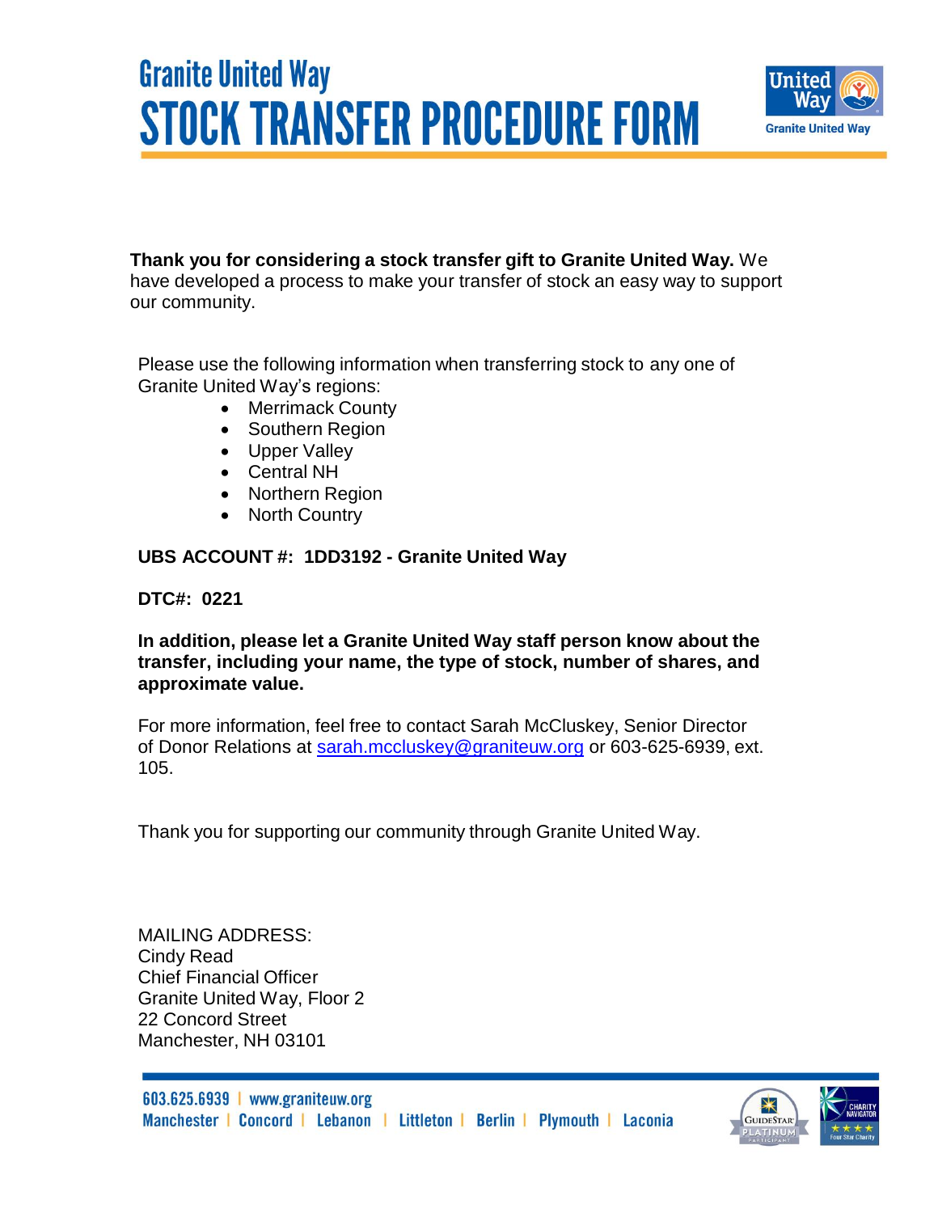# Granite United Way

# STOCK TRANSFER PROCEDURE FORM

**Thank you for considering a stock transfer gift to Granite United Way.** We have developed a process to make your transfer of stock an easy way to support our community.

Please use the following information when transferring stock to any one of Granite United Way's regions:

- Merrimack County
- Southern Region
- Upper Valley
- Central NH
- Northern Region
- North Country

**UBS ACCOUNT #: 1DD3192 - Granite United Way**

**DTC#: 0221**

**In addition, please let a Granite United Way staff person know about the transfer, including your name, the type of stock, number of shares, and approximate value.**

For more information, feel free to contact Sarah McCluskey, Senior Director of Donor Relations at sarah.mccluskey@graniteuw.org or 603-625-6939, ext. 105.

Thank you for supporting our community through Granite United Way.

MAILING ADDRESS:
Cindy Read
Chief Financial Officer
Granite United Way, Floor 2
22 Concord Street
Manchester, NH 03101

603.625.6939 | www.graniteuw.org
Manchester | Concord | Lebanon | Littleton | Berlin | Plymouth | Laconia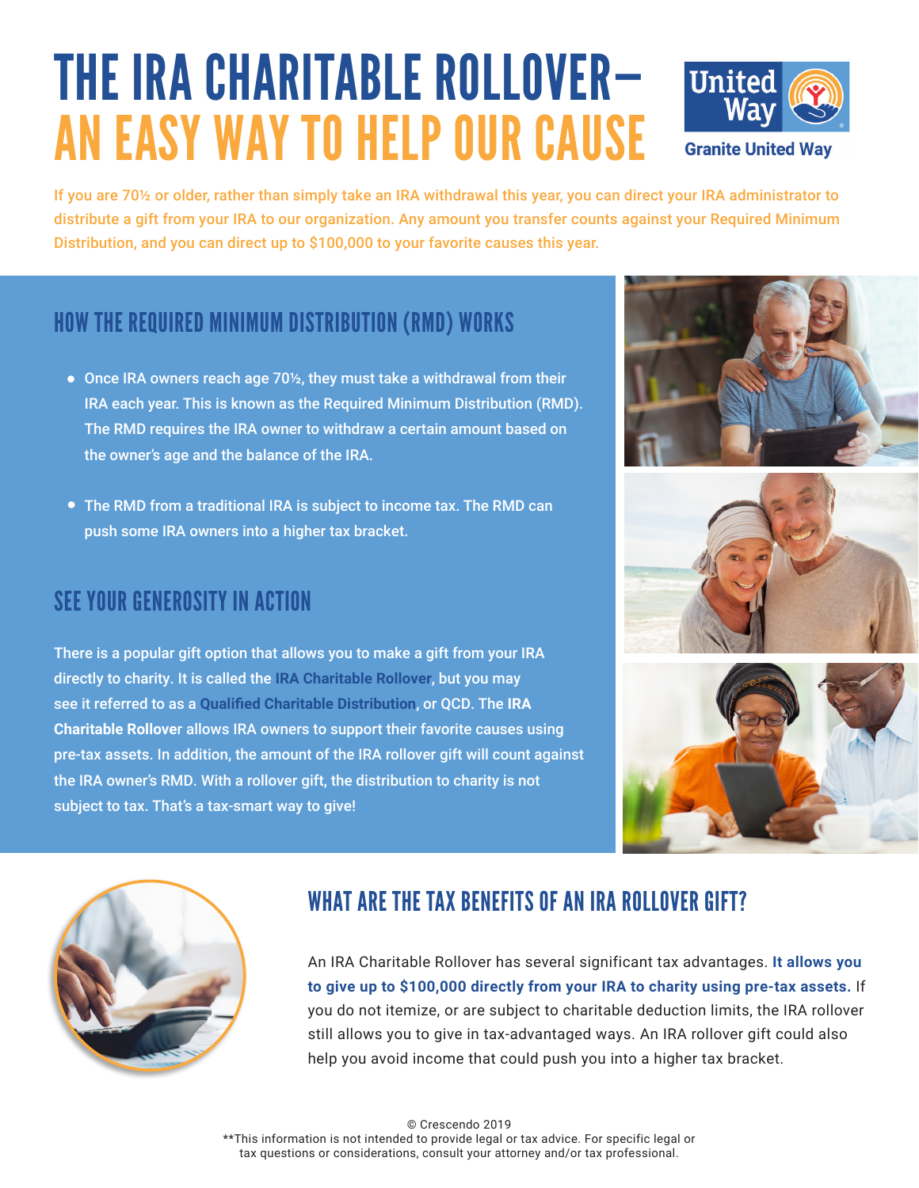# THE IRA CHARITABLE ROLLOVER—AN EASY WAY TO HELP OUR CAUSE

United Way

Granite United Way

If you are 70½ or older, rather than simply take an IRA withdrawal this year, you can direct your IRA administrator to distribute a gift from your IRA to our organization. Any amount you transfer counts against your Required Minimum Distribution, and you can direct up to $100,000 to your favorite causes this year.

## HOW THE REQUIRED MINIMUM DISTRIBUTION (RMD) WORKS

- Once IRA owners reach age 70½, they must take a withdrawal from their IRA each year. This is known as the Required Minimum Distribution (RMD). The RMD requires the IRA owner to withdraw a certain amount based on the owner's age and the balance of the IRA.
- The RMD from a traditional IRA is subject to income tax. The RMD can push some IRA owners into a higher tax bracket.

## SEE YOUR GENEROSITY IN ACTION

There is a popular gift option that allows you to make a gift from your IRA directly to charity. It is called the **IRA Charitable Rollover**, but you may see it referred to as a **Qualified Charitable Distribution**, or QCD. The **IRA Charitable Rollover** allows IRA owners to support their favorite causes using pre-tax assets. In addition, the amount of the IRA rollover gift will count against the IRA owner's RMD. With a rollover gift, the distribution to charity is not subject to tax. That's a tax-smart way to give!

## WHAT ARE THE TAX BENEFITS OF AN IRA ROLLOVER GIFT?

An IRA Charitable Rollover has several significant tax advantages. **It allows you to give up to $100,000 directly from your IRA to charity using pre-tax assets.** If you do not itemize, or are subject to charitable deduction limits, the IRA rollover still allows you to give in tax-advantaged ways. An IRA rollover gift could also help you avoid income that could push you into a higher tax bracket.

© Crescendo 2019

**This information is not intended to provide legal or tax advice. For specific legal or tax questions or considerations, consult your attorney and/or tax professional.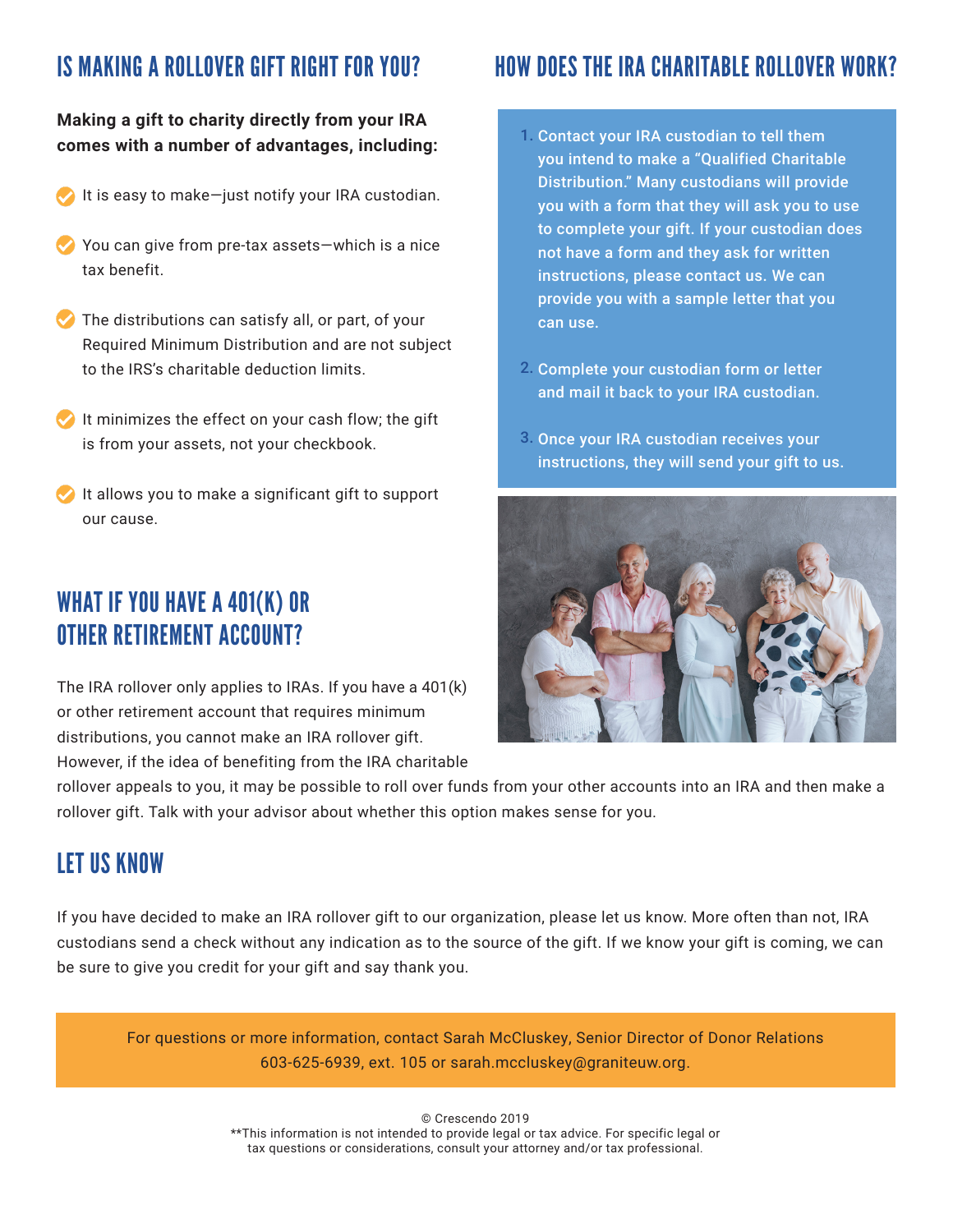## IS MAKING A ROLLOVER GIFT RIGHT FOR YOU?

**Making a gift to charity directly from your IRA comes with a number of advantages, including:**

- It is easy to make—just notify your IRA custodian.
- You can give from pre-tax assets—which is a nice tax benefit.
- The distributions can satisfy all, or part, of your Required Minimum Distribution and are not subject to the IRS's charitable deduction limits.
- It minimizes the effect on your cash flow; the gift is from your assets, not your checkbook.
- It allows you to make a significant gift to support our cause.

## WHAT IF YOU HAVE A 401(K) OR OTHER RETIREMENT ACCOUNT?

The IRA rollover only applies to IRAs. If you have a 401(k) or other retirement account that requires minimum distributions, you cannot make an IRA rollover gift. However, if the idea of benefiting from the IRA charitable rollover appeals to you, it may be possible to roll over funds from your other accounts into an IRA and then make a rollover gift. Talk with your advisor about whether this option makes sense for you.

## HOW DOES THE IRA CHARITABLE ROLLOVER WORK?

1. Contact your IRA custodian to tell them you intend to make a "Qualified Charitable Distribution." Many custodians will provide you with a form that they will ask you to use to complete your gift. If your custodian does not have a form and they ask for written instructions, please contact us. We can provide you with a sample letter that you can use.
2. Complete your custodian form or letter and mail it back to your IRA custodian.
3. Once your IRA custodian receives your instructions, they will send your gift to us.

## LET US KNOW

If you have decided to make an IRA rollover gift to our organization, please let us know. More often than not, IRA custodians send a check without any indication as to the source of the gift. If we know your gift is coming, we can be sure to give you credit for your gift and say thank you.

For questions or more information, contact Sarah McCluskey, Senior Director of Donor Relations 603-625-6939, ext. 105 or sarah.mccluskey@graniteuw.org.

© Crescendo 2019

**This information is not intended to provide legal or tax advice. For specific legal or tax questions or considerations, consult your attorney and/or tax professional.